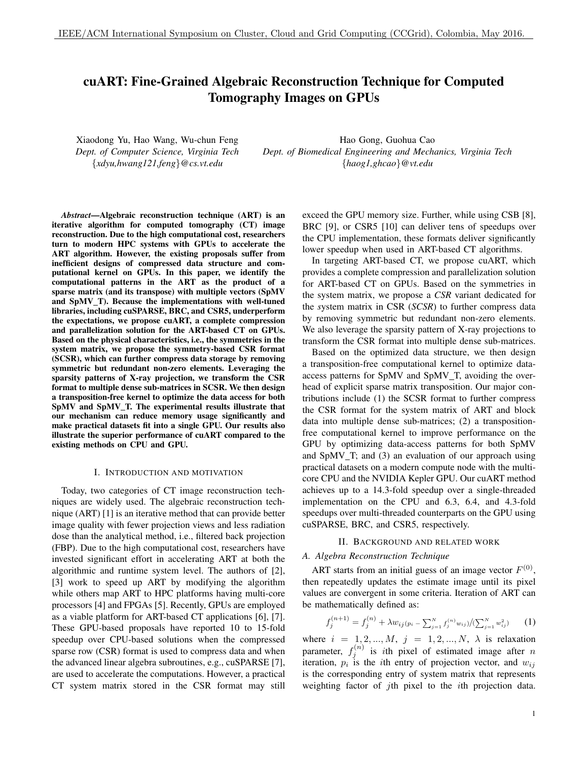# cuART: Fine-Grained Algebraic Reconstruction Technique for Computed Tomography Images on GPUs

Xiaodong Yu, Hao Wang, Wu-chun Feng
*Dept. of Computer Science, Virginia Tech*
{*xdyu,hwang121,feng*}*@cs.vt.edu*

Hao Gong, Guohua Cao
*Dept. of Biomedical Engineering and Mechanics, Virginia Tech*
{*haog1,ghcao*}*@vt.edu*

***Abstract*—Algebraic reconstruction technique (ART) is an iterative algorithm for computed tomography (CT) image reconstruction. Due to the high computational cost, researchers turn to modern HPC systems with GPUs to accelerate the ART algorithm. However, the existing proposals suffer from inefficient designs of compressed data structure and computational kernel on GPUs. In this paper, we identify the computational patterns in the ART as the product of a sparse matrix (and its transpose) with multiple vectors (SpMV and SpMV_T). Because the implementations with well-tuned libraries, including cuSPARSE, BRC, and CSR5, underperform the expectations, we propose cuART, a complete compression and parallelization solution for the ART-based CT on GPUs. Based on the physical characteristics, i.e., the symmetries in the system matrix, we propose the symmetry-based CSR format (SCSR), which can further compress data storage by removing symmetric but redundant non-zero elements. Leveraging the sparsity patterns of X-ray projection, we transform the CSR format to multiple dense sub-matrices in SCSR. We then design a transposition-free kernel to optimize the data access for both SpMV and SpMV_T. The experimental results illustrate that our mechanism can reduce memory usage significantly and make practical datasets fit into a single GPU. Our results also illustrate the superior performance of cuART compared to the existing methods on CPU and GPU.**

## I. Introduction and motivation

Today, two categories of CT image reconstruction techniques are widely used. The algebraic reconstruction technique (ART) [1] is an iterative method that can provide better image quality with fewer projection views and less radiation dose than the analytical method, i.e., filtered back projection (FBP). Due to the high computational cost, researchers have invested significant effort in accelerating ART at both the algorithmic and runtime system level. The authors of [2], [3] work to speed up ART by modifying the algorithm while others map ART to HPC platforms having multi-core processors [4] and FPGAs [5]. Recently, GPUs are employed as a viable platform for ART-based CT applications [6], [7]. These GPU-based proposals have reported 10 to 15-fold speedup over CPU-based solutions when the compressed sparse row (CSR) format is used to compress data and when the advanced linear algebra subroutines, e.g., cuSPARSE [7], are used to accelerate the computations. However, a practical CT system matrix stored in the CSR format may still exceed the GPU memory size. Further, while using CSB [8], BRC [9], or CSR5 [10] can deliver tens of speedups over the CPU implementation, these formats deliver significantly lower speedup when used in ART-based CT algorithms.

In targeting ART-based CT, we propose cuART, which provides a complete compression and parallelization solution for ART-based CT on GPUs. Based on the symmetries in the system matrix, we propose a *CSR* variant dedicated for the *s*ystem matrix in CSR (*SCSR*) to further compress data by removing symmetric but redundant non-zero elements. We also leverage the sparsity pattern of X-ray projections to transform the CSR format into multiple dense sub-matrices.

Based on the optimized data structure, we then design a transposition-free computational kernel to optimize data-access patterns for SpMV and SpMV_T, avoiding the overhead of explicit sparse matrix transposition. Our major contributions include (1) the SCSR format to further compress the CSR format for the system matrix of ART and block data into multiple dense sub-matrices; (2) a transposition-free computational kernel to improve performance on the GPU by optimizing data-access patterns for both SpMV and SpMV_T; and (3) an evaluation of our approach using practical datasets on a modern compute node with the multi-core CPU and the NVIDIA Kepler GPU. Our cuART method achieves up to a 14.3-fold speedup over a single-threaded implementation on the CPU and 6.3, 6.4, and 4.3-fold speedups over multi-threaded counterparts on the GPU using cuSPARSE, BRC, and CSR5, respectively.

## II. Background and related work

### A. Algebra Reconstruction Technique

ART starts from an initial guess of an image vector $F^{(0)}$, then repeatedly updates the estimate image until its pixel values are convergent in some criteria. Iteration of ART can be mathematically defined as:

$$f_j^{(n+1)} = f_j^{(n)} + \lambda w_{ij} (p_i - \sum_{j=1}^{N} f_j^{(n)} w_{ij}) / (\sum_{j=1}^{N} w_{ij}^2) \qquad (1)$$

where $i = 1, 2, ..., M$, $j = 1, 2, ..., N$, $\lambda$ is relaxation parameter, $f_j^{(n)}$ is $i$th pixel of estimated image after $n$ iteration, $p_i$ is the $i$th entry of projection vector, and $w_{ij}$ is the corresponding entry of system matrix that represents weighting factor of $j$th pixel to the $i$th projection data.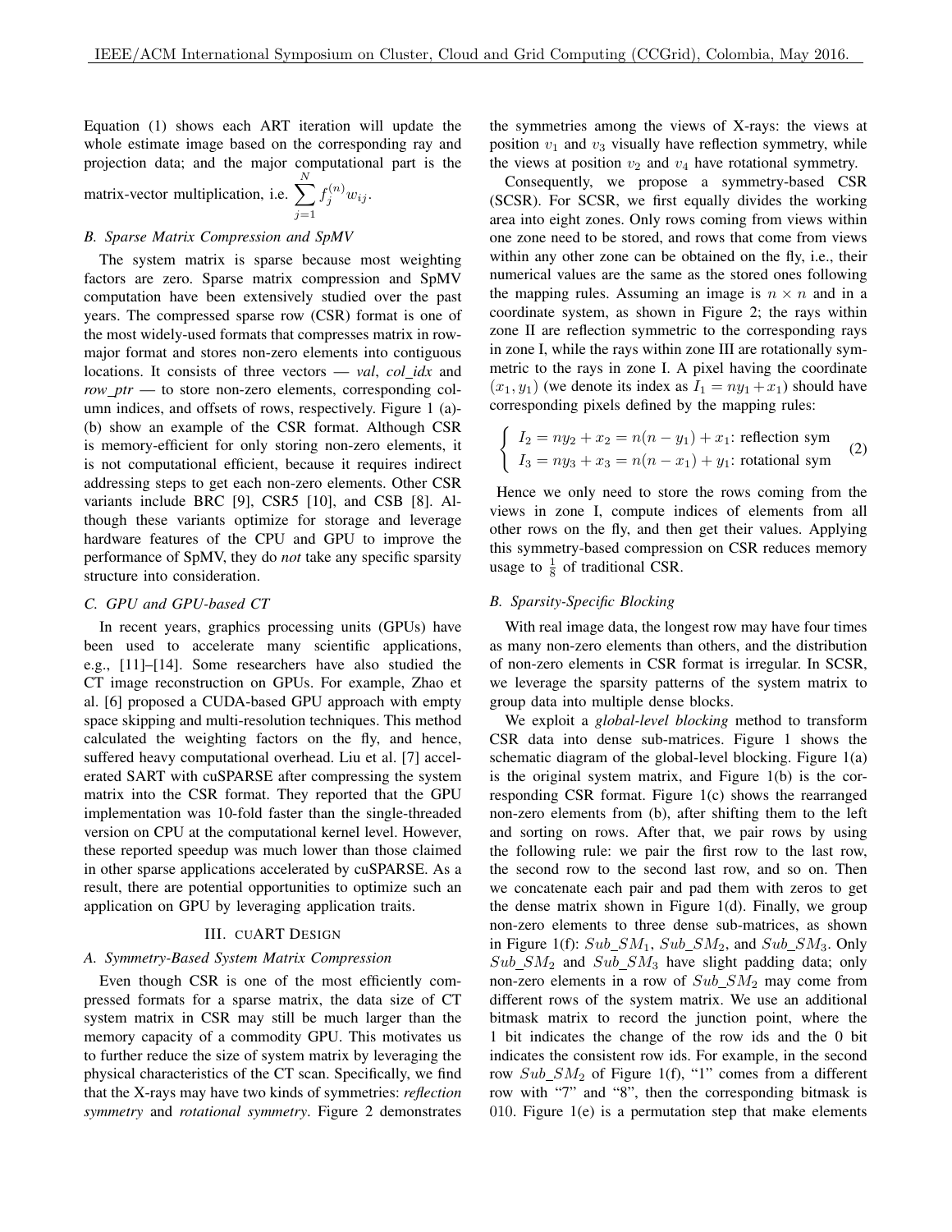Equation (1) shows each ART iteration will update the whole estimate image based on the corresponding ray and projection data; and the major computational part is the matrix-vector multiplication, i.e. $\sum_{j=1}^{N} f_j^{(n)} w_{ij}$.

### B. Sparse Matrix Compression and SpMV

The system matrix is sparse because most weighting factors are zero. Sparse matrix compression and SpMV computation have been extensively studied over the past years. The compressed sparse row (CSR) format is one of the most widely-used formats that compresses matrix in row-major format and stores non-zero elements into contiguous locations. It consists of three vectors — *val*, *col_idx* and *row_ptr* — to store non-zero elements, corresponding column indices, and offsets of rows, respectively. Figure 1 (a)-(b) show an example of the CSR format. Although CSR is memory-efficient for only storing non-zero elements, it is not computational efficient, because it requires indirect addressing steps to get each non-zero elements. Other CSR variants include BRC [9], CSR5 [10], and CSB [8]. Although these variants optimize for storage and leverage hardware features of the CPU and GPU to improve the performance of SpMV, they do *not* take any specific sparsity structure into consideration.

### C. GPU and GPU-based CT

In recent years, graphics processing units (GPUs) have been used to accelerate many scientific applications, e.g., [11]–[14]. Some researchers have also studied the CT image reconstruction on GPUs. For example, Zhao et al. [6] proposed a CUDA-based GPU approach with empty space skipping and multi-resolution techniques. This method calculated the weighting factors on the fly, and hence, suffered heavy computational overhead. Liu et al. [7] accelerated SART with cuSPARSE after compressing the system matrix into the CSR format. They reported that the GPU implementation was 10-fold faster than the single-threaded version on CPU at the computational kernel level. However, these reported speedup was much lower than those claimed in other sparse applications accelerated by cuSPARSE. As a result, there are potential opportunities to optimize such an application on GPU by leveraging application traits.

## III. cuART Design

### A. Symmetry-Based System Matrix Compression

Even though CSR is one of the most efficiently compressed formats for a sparse matrix, the data size of CT system matrix in CSR may still be much larger than the memory capacity of a commodity GPU. This motivates us to further reduce the size of system matrix by leveraging the physical characteristics of the CT scan. Specifically, we find that the X-rays may have two kinds of symmetries: *reflection symmetry* and *rotational symmetry*. Figure 2 demonstrates the symmetries among the views of X-rays: the views at position $v_1$ and $v_3$ visually have reflection symmetry, while the views at position $v_2$ and $v_4$ have rotational symmetry.

Consequently, we propose a symmetry-based CSR (SCSR). For SCSR, we first equally divides the working area into eight zones. Only rows coming from views within one zone need to be stored, and rows that come from views within any other zone can be obtained on the fly, i.e., their numerical values are the same as the stored ones following the mapping rules. Assuming an image is $n \times n$ and in a coordinate system, as shown in Figure 2; the rays within zone II are reflection symmetric to the corresponding rays in zone I, while the rays within zone III are rotationally symmetric to the rays in zone I. A pixel having the coordinate $(x_1, y_1)$ (we denote its index as $I_1 = ny_1 + x_1$) should have corresponding pixels defined by the mapping rules:

$$\begin{cases} I_2 = ny_2 + x_2 = n(n - y_1) + x_1\text{: reflection sym} \\ I_3 = ny_3 + x_3 = n(n - x_1) + y_1\text{: rotational sym} \end{cases} \quad (2)$$

Hence we only need to store the rows coming from the views in zone I, compute indices of elements from all other rows on the fly, and then get their values. Applying this symmetry-based compression on CSR reduces memory usage to $\frac{1}{8}$ of traditional CSR.

### B. Sparsity-Specific Blocking

With real image data, the longest row may have four times as many non-zero elements than others, and the distribution of non-zero elements in CSR format is irregular. In SCSR, we leverage the sparsity patterns of the system matrix to group data into multiple dense blocks.

We exploit a *global-level blocking* method to transform CSR data into dense sub-matrices. Figure 1 shows the schematic diagram of the global-level blocking. Figure 1(a) is the original system matrix, and Figure 1(b) is the corresponding CSR format. Figure 1(c) shows the rearranged non-zero elements from (b), after shifting them to the left and sorting on rows. After that, we pair rows by using the following rule: we pair the first row to the last row, the second row to the second last row, and so on. Then we concatenate each pair and pad them with zeros to get the dense matrix shown in Figure 1(d). Finally, we group non-zero elements to three dense sub-matrices, as shown in Figure 1(f): $Sub\_SM_1$, $Sub\_SM_2$, and $Sub\_SM_3$. Only $Sub\_SM_2$ and $Sub\_SM_3$ have slight padding data; only non-zero elements in a row of $Sub\_SM_2$ may come from different rows of the system matrix. We use an additional bitmask matrix to record the junction point, where the 1 bit indicates the change of the row ids and the 0 bit indicates the consistent row ids. For example, in the second row $Sub\_SM_2$ of Figure 1(f), "1" comes from a different row with "7" and "8", then the corresponding bitmask is 010. Figure 1(e) is a permutation step that make elements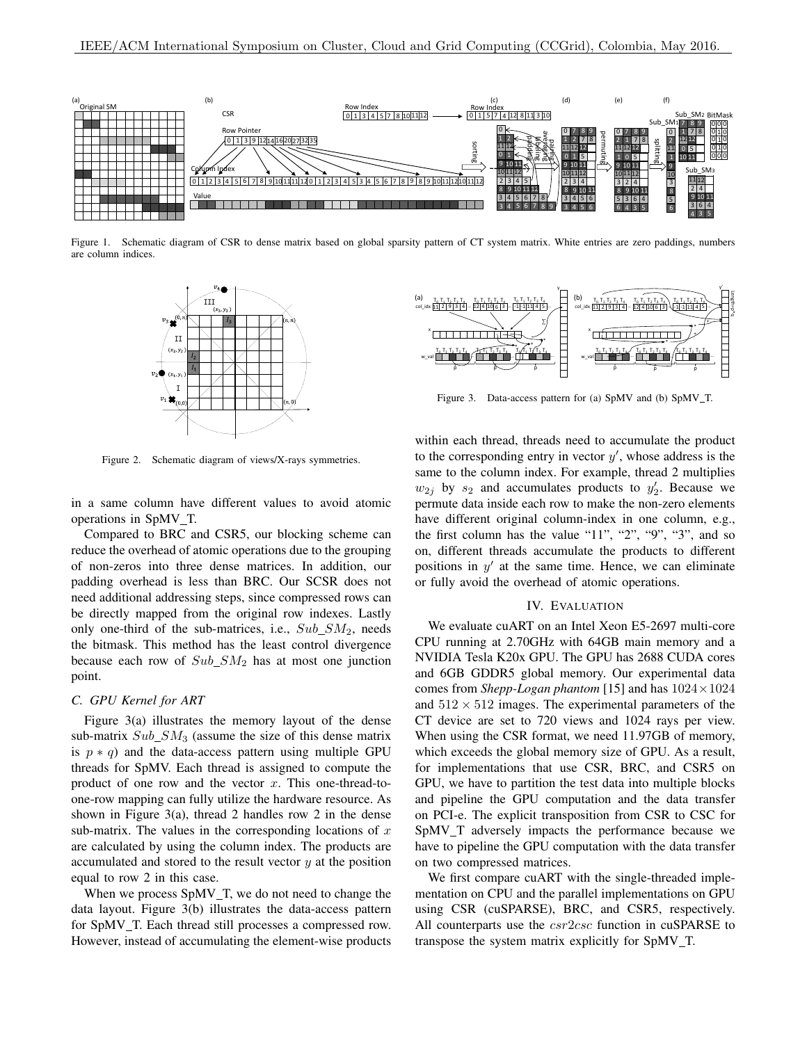Figure 1. Schematic diagram of CSR to dense matrix based on global sparsity pattern of CT system matrix. White entries are zero paddings, numbers are column indices.

Figure 2. Schematic diagram of views/X-rays symmetries.

in a same column have different values to avoid atomic operations in SpMV_T.

Compared to BRC and CSR5, our blocking scheme can reduce the overhead of atomic operations due to the grouping of non-zeros into three dense matrices. In addition, our padding overhead is less than BRC. Our SCSR does not need additional addressing steps, since compressed rows can be directly mapped from the original row indexes. Lastly only one-third of the sub-matrices, i.e., $Sub\_SM_2$, needs the bitmask. This method has the least control divergence because each row of $Sub\_SM_2$ has at most one junction point.

### C. GPU Kernel for ART

Figure 3(a) illustrates the memory layout of the dense sub-matrix $Sub\_SM_3$ (assume the size of this dense matrix is $p * q$) and the data-access pattern using multiple GPU threads for SpMV. Each thread is assigned to compute the product of one row and the vector $x$. This one-thread-to-one-row mapping can fully utilize the hardware resource. As shown in Figure 3(a), thread 2 handles row 2 in the dense sub-matrix. The values in the corresponding locations of $x$ are calculated by using the column index. The products are accumulated and stored to the result vector $y$ at the position equal to row 2 in this case.

When we process SpMV_T, we do not need to change the data layout. Figure 3(b) illustrates the data-access pattern for SpMV_T. Each thread still processes a compressed row. However, instead of accumulating the element-wise products

Figure 3. Data-access pattern for (a) SpMV and (b) SpMV_T.

within each thread, threads need to accumulate the product to the corresponding entry in vector $y'$, whose address is the same to the column index. For example, thread 2 multiplies $w_{2j}$ by $s_2$ and accumulates products to $y'_2$. Because we permute data inside each row to make the non-zero elements have different original column-index in one column, e.g., the first column has the value "11", "2", "9", "3", and so on, different threads accumulate the products to different positions in $y'$ at the same time. Hence, we can eliminate or fully avoid the overhead of atomic operations.

## IV. Evaluation

We evaluate cuART on an Intel Xeon E5-2697 multi-core CPU running at 2.70GHz with 64GB main memory and a NVIDIA Tesla K20x GPU. The GPU has 2688 CUDA cores and 6GB GDDR5 global memory. Our experimental data comes from *Shepp-Logan phantom* [15] and has $1024 \times 1024$ and $512 \times 512$ images. The experimental parameters of the CT device are set to 720 views and 1024 rays per view. When using the CSR format, we need 11.97GB of memory, which exceeds the global memory size of GPU. As a result, for implementations that use CSR, BRC, and CSR5 on GPU, we have to partition the test data into multiple blocks and pipeline the GPU computation and the data transfer on PCI-e. The explicit transposition from CSR to CSC for SpMV_T adversely impacts the performance because we have to pipeline the GPU computation with the data transfer on two compressed matrices.

We first compare cuART with the single-threaded implementation on CPU and the parallel implementations on GPU using CSR (cuSPARSE), BRC, and CSR5, respectively. All counterparts use the $csr2csc$ function in cuSPARSE to transpose the system matrix explicitly for SpMV_T.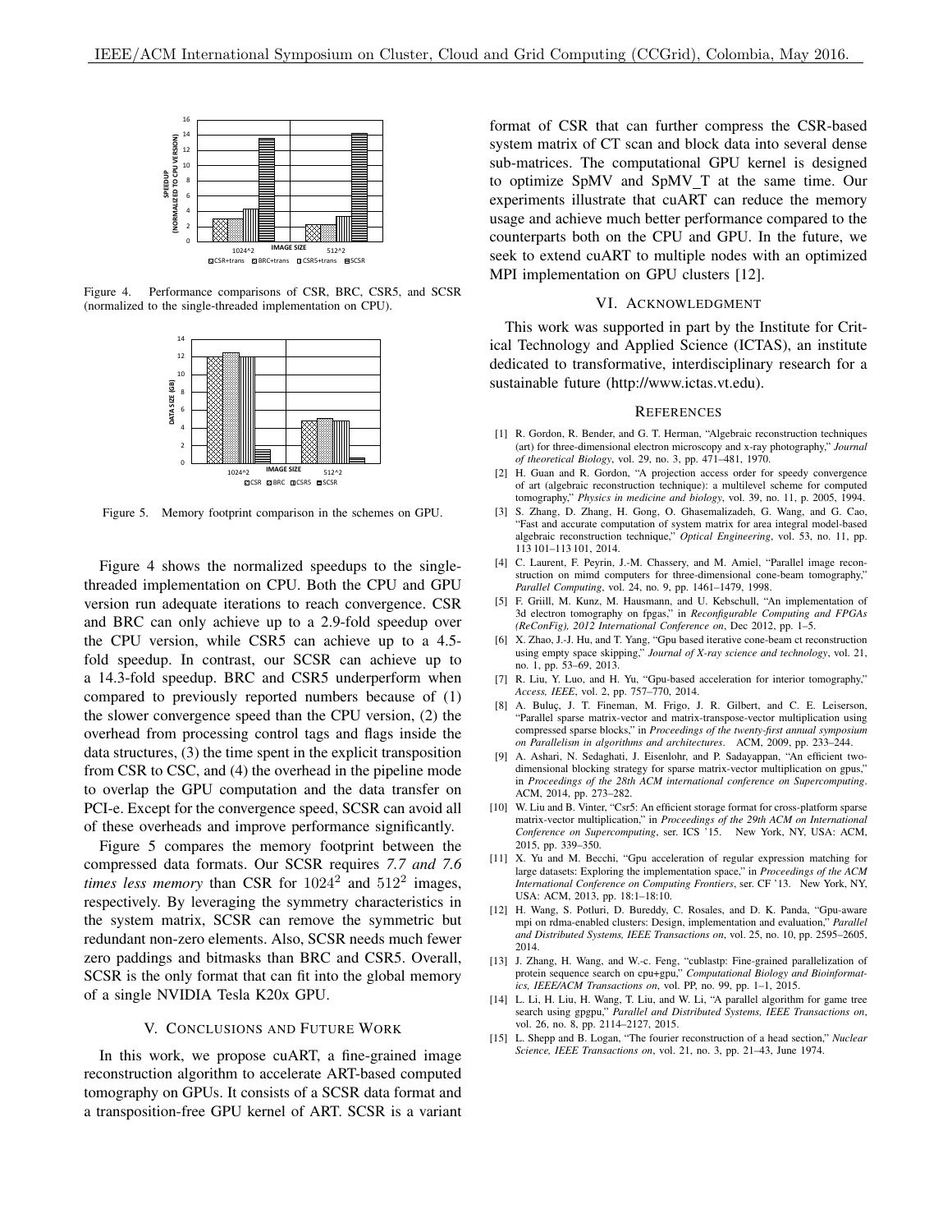16
14
12
10
8
6
4
2
0

SPEEDUP (NORMALIZED TO CPU VERSION)

1024^2 IMAGE SIZE 512^2

CSR+trans BRC+trans CSR5+trans SCSR

Figure 4. Performance comparisons of CSR, BRC, CSR5, and SCSR (normalized to the single-threaded implementation on CPU).

14
12
10
8
6
4
2
0

DATA SIZE (GB)

1024^2 IMAGE SIZE 512^2

CSR BRC CSR5 SCSR

Figure 5. Memory footprint comparison in the schemes on GPU.

Figure 4 shows the normalized speedups to the single-threaded implementation on CPU. Both the CPU and GPU version run adequate iterations to reach convergence. CSR and BRC can only achieve up to a 2.9-fold speedup over the CPU version, while CSR5 can achieve up to a 4.5-fold speedup. In contrast, our SCSR can achieve up to a 14.3-fold speedup. BRC and CSR5 underperform when compared to previously reported numbers because of (1) the slower convergence speed than the CPU version, (2) the overhead from processing control tags and flags inside the data structures, (3) the time spent in the explicit transposition from CSR to CSC, and (4) the overhead in the pipeline mode to overlap the GPU computation and the data transfer on PCI-e. Except for the convergence speed, SCSR can avoid all of these overheads and improve performance significantly.

Figure 5 compares the memory footprint between the compressed data formats. Our SCSR requires *7.7 and 7.6 times less memory* than CSR for $1024^2$ and $512^2$ images, respectively. By leveraging the symmetry characteristics in the system matrix, SCSR can remove the symmetric but redundant non-zero elements. Also, SCSR needs much fewer zero paddings and bitmasks than BRC and CSR5. Overall, SCSR is the only format that can fit into the global memory of a single NVIDIA Tesla K20x GPU.

## V. Conclusions and Future Work

In this work, we propose cuART, a fine-grained image reconstruction algorithm to accelerate ART-based computed tomography on GPUs. It consists of a SCSR data format and a transposition-free GPU kernel of ART. SCSR is a variant format of CSR that can further compress the CSR-based system matrix of CT scan and block data into several dense sub-matrices. The computational GPU kernel is designed to optimize SpMV and SpMV_T at the same time. Our experiments illustrate that cuART can reduce the memory usage and achieve much better performance compared to the counterparts both on the CPU and GPU. In the future, we seek to extend cuART to multiple nodes with an optimized MPI implementation on GPU clusters [12].

## VI. Acknowledgment

This work was supported in part by the Institute for Critical Technology and Applied Science (ICTAS), an institute dedicated to transformative, interdisciplinary research for a sustainable future (http://www.ictas.vt.edu).

## References

[1] R. Gordon, R. Bender, and G. T. Herman, "Algebraic reconstruction techniques (art) for three-dimensional electron microscopy and x-ray photography," *Journal of theoretical Biology*, vol. 29, no. 3, pp. 471–481, 1970.

[2] H. Guan and R. Gordon, "A projection access order for speedy convergence of art (algebraic reconstruction technique): a multilevel scheme for computed tomography," *Physics in medicine and biology*, vol. 39, no. 11, p. 2005, 1994.

[3] S. Zhang, D. Zhang, H. Gong, O. Ghasemalizadeh, G. Wang, and G. Cao, "Fast and accurate computation of system matrix for area integral model-based algebraic reconstruction technique," *Optical Engineering*, vol. 53, no. 11, pp. 113 101–113 101, 2014.

[4] C. Laurent, F. Peyrin, J.-M. Chassery, and M. Amiel, "Parallel image reconstruction on mimd computers for three-dimensional cone-beam tomography," *Parallel Computing*, vol. 24, no. 9, pp. 1461–1479, 1998.

[5] F. Griill, M. Kunz, M. Hausmann, and U. Kebschull, "An implementation of 3d electron tomography on fpgas," in *Reconfigurable Computing and FPGAs (ReConFig), 2012 International Conference on*, Dec 2012, pp. 1–5.

[6] X. Zhao, J.-J. Hu, and T. Yang, "Gpu based iterative cone-beam ct reconstruction using empty space skipping," *Journal of X-ray science and technology*, vol. 21, no. 1, pp. 53–69, 2013.

[7] R. Liu, Y. Luo, and H. Yu, "Gpu-based acceleration for interior tomography," *Access, IEEE*, vol. 2, pp. 757–770, 2014.

[8] A. Buluç, J. T. Fineman, M. Frigo, J. R. Gilbert, and C. E. Leiserson, "Parallel sparse matrix-vector and matrix-transpose-vector multiplication using compressed sparse blocks," in *Proceedings of the twenty-first annual symposium on Parallelism in algorithms and architectures*. ACM, 2009, pp. 233–244.

[9] A. Ashari, N. Sedaghati, J. Eisenlohr, and P. Sadayappan, "An efficient two-dimensional blocking strategy for sparse matrix-vector multiplication on gpus," in *Proceedings of the 28th ACM international conference on Supercomputing*. ACM, 2014, pp. 273–282.

[10] W. Liu and B. Vinter, "Csr5: An efficient storage format for cross-platform sparse matrix-vector multiplication," in *Proceedings of the 29th ACM on International Conference on Supercomputing*, ser. ICS '15. New York, NY, USA: ACM, 2015, pp. 339–350.

[11] X. Yu and M. Becchi, "Gpu acceleration of regular expression matching for large datasets: Exploring the implementation space," in *Proceedings of the ACM International Conference on Computing Frontiers*, ser. CF '13. New York, NY, USA: ACM, 2013, pp. 18:1–18:10.

[12] H. Wang, S. Potluri, D. Bureddy, C. Rosales, and D. K. Panda, "Gpu-aware mpi on rdma-enabled clusters: Design, implementation and evaluation," *Parallel and Distributed Systems, IEEE Transactions on*, vol. 25, no. 10, pp. 2595–2605, 2014.

[13] J. Zhang, H. Wang, and W.-c. Feng, "cublastp: Fine-grained parallelization of protein sequence search on cpu+gpu," *Computational Biology and Bioinformatics, IEEE/ACM Transactions on*, vol. PP, no. 99, pp. 1–1, 2015.

[14] L. Li, H. Liu, H. Wang, T. Liu, and W. Li, "A parallel algorithm for game tree search using gpgpu," *Parallel and Distributed Systems, IEEE Transactions on*, vol. 26, no. 8, pp. 2114–2127, 2015.

[15] L. Shepp and B. Logan, "The fourier reconstruction of a head section," *Nuclear Science, IEEE Transactions on*, vol. 21, no. 3, pp. 21–43, June 1974.